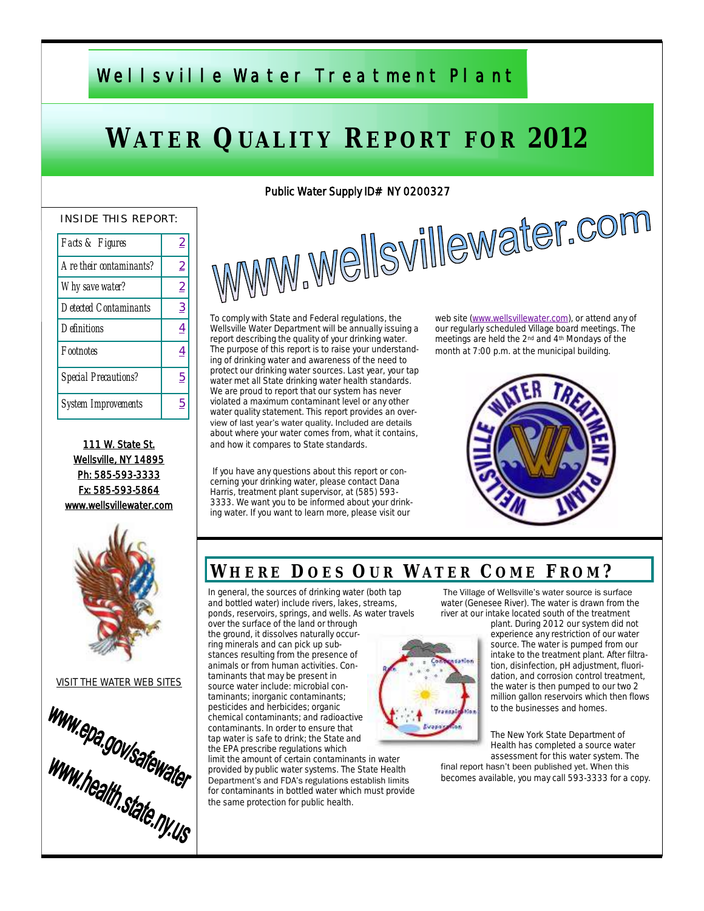# Wellsville Water Treatment Plant

# WATER QUALITY REPORT FOR 2012

Public Water Supply ID# NY 0200327

INSIDE THIS REPORT:

| | |
|---|---|
| Facts & Figures | 2 |
| Are their contaminants? | 2 |
| Why save water? | 2 |
| Detected Contaminants | 3 |
| Definitions | 4 |
| Footnotes | 4 |
| Special Precautions? | 5 |
| System Improvements | 5 |

111 W. State St.
Wellsville, NY 14895
Ph: 585-593-3333
Fx: 585-593-5864
www.wellsvillewater.com

VISIT THE WATER WEB SITES

www.epa.gov/safewater

www.health.state.ny.us

www.wellsvillewater.com

To comply with State and Federal regulations, the Wellsville Water Department will be annually issuing a report describing the quality of your drinking water. The purpose of this report is to raise your understanding of drinking water and awareness of the need to protect our drinking water sources. Last year, your tap water met all State drinking water health standards. We are proud to report that our system has never violated a maximum contaminant level or any other water quality statement. This report provides an overview of last year's water quality. Included are details about where your water comes from, what it contains, and how it compares to State standards.

If you have any questions about this report or concerning your drinking water, please contact Dana Harris, treatment plant supervisor, at (585) 593-3333. We want you to be informed about your drinking water. If you want to learn more, please visit our web site (www.wellsvillewater.com), or attend any of our regularly scheduled Village board meetings. The meetings are held the 2nd and 4th Mondays of the month at 7:00 p.m. at the municipal building.

## WHERE DOES OUR WATER COME FROM?

In general, the sources of drinking water (both tap and bottled water) include rivers, lakes, streams, ponds, reservoirs, springs, and wells. As water travels over the surface of the land or through the ground, it dissolves naturally occurring minerals and can pick up substances resulting from the presence of animals or from human activities. Contaminants that may be present in source water include: microbial contaminants; inorganic contaminants; pesticides and herbicides; organic chemical contaminants; and radioactive contaminants. In order to ensure that tap water is safe to drink; the State and the EPA prescribe regulations which limit the amount of certain contaminants in water provided by public water systems. The State Health Department's and FDA's regulations establish limits for contaminants in bottled water which must provide the same protection for public health.

The Village of Wellsville's water source is surface water (Genesee River). The water is drawn from the river at our intake located south of the treatment plant. During 2012 our system did not experience any restriction of our water source. The water is pumped from our intake to the treatment plant. After filtration, disinfection, pH adjustment, fluoridation, and corrosion control treatment, the water is then pumped to our two 2 million gallon reservoirs which then flows to the businesses and homes.

The New York State Department of Health has completed a source water assessment for this water system. The final report hasn't been published yet. When this becomes available, you may call 593-3333 for a copy.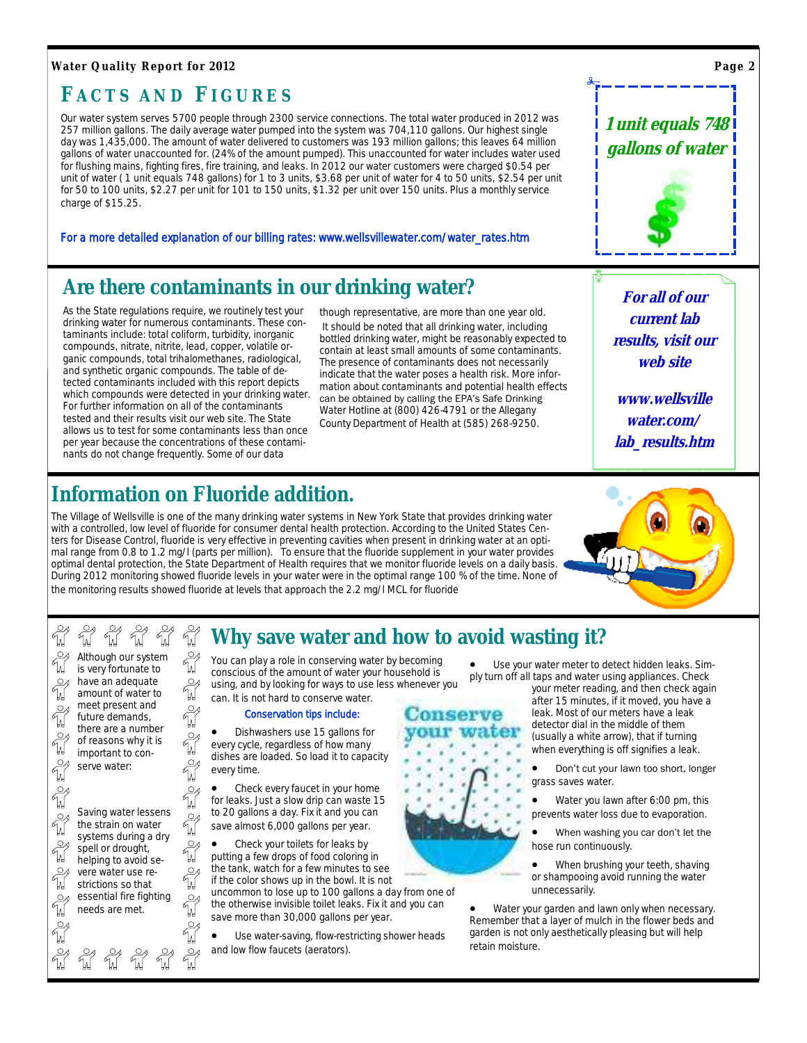## FACTS AND FIGURES

Our water system serves 5700 people through 2300 service connections. The total water produced in 2012 was 257 million gallons. The daily average water pumped into the system was 704,110 gallons. Our highest single day was 1,435,000. The amount of water delivered to customers was 193 million gallons; this leaves 64 million gallons of water unaccounted for. (24% of the amount pumped). This unaccounted for water includes water used for flushing mains, fighting fires, fire training, and leaks. In 2012 our water customers were charged $0.54 per unit of water ( 1 unit equals 748 gallons) for 1 to 3 units, $3.68 per unit of water for 4 to 50 units, $2.54 per unit for 50 to 100 units, $2.27 per unit for 101 to 150 units, $1.32 per unit over 150 units. Plus a monthly service charge of $15.25.

For a more detailed explanation of our billing rates: www.wellsvillewater.com/water_rates.htm

***1 unit equals 748 gallons of water***

## Are there contaminants in our drinking water?

As the State regulations require, we routinely test your drinking water for numerous contaminants. These contaminants include: total coliform, turbidity, inorganic compounds, nitrate, nitrite, lead, copper, volatile organic compounds, total trihalomethanes, radiological, and synthetic organic compounds. The table of detected contaminants included with this report depicts which compounds were detected in your drinking water. For further information on all of the contaminants tested and their results visit our web site. The State allows us to test for some contaminants less than once per year because the concentrations of these contaminants do not change frequently. Some of our data though representative, are more than one year old.

It should be noted that all drinking water, including bottled drinking water, might be reasonably expected to contain at least small amounts of some contaminants. The presence of contaminants does not necessarily indicate that the water poses a health risk. More information about contaminants and potential health effects can be obtained by calling the EPA's Safe Drinking Water Hotline at (800) 426-4791 or the Allegany County Department of Health at (585) 268-9250.

***For all of our current lab results, visit our web site***

***www.wellsvillewater.com/lab_results.htm***

## Information on Fluoride addition.

The Village of Wellsville is one of the many drinking water systems in New York State that provides drinking water with a controlled, low level of fluoride for consumer dental health protection. According to the United States Centers for Disease Control, fluoride is very effective in preventing cavities when present in drinking water at an optimal range from 0.8 to 1.2 mg/l (parts per million). To ensure that the fluoride supplement in your water provides optimal dental protection, the State Department of Health requires that we monitor fluoride levels on a daily basis. During 2012 monitoring showed fluoride levels in your water were in the optimal range 100 % of the time. None of the monitoring results showed fluoride at levels that approach the 2.2 mg/l MCL for fluoride

## Why save water and how to avoid wasting it?

Although our system is very fortunate to have an adequate amount of water to meet present and future demands, there are a number of reasons why it is important to conserve water:

Saving water lessens the strain on water systems during a dry spell or drought, helping to avoid severe water use restrictions so that essential fire fighting needs are met.

You can play a role in conserving water by becoming conscious of the amount of water your household is using, and by looking for ways to use less whenever you can. It is not hard to conserve water.

**Conservation tips include:**

- Dishwashers use 15 gallons for every cycle, regardless of how many dishes are loaded. So load it to capacity every time.
- Check every faucet in your home for leaks. Just a slow drip can waste 15 to 20 gallons a day. Fix it and you can save almost 6,000 gallons per year.
- Check your toilets for leaks by putting a few drops of food coloring in the tank, watch for a few minutes to see if the color shows up in the bowl. It is not uncommon to lose up to 100 gallons a day from one of the otherwise invisible toilet leaks. Fix it and you can save more than 30,000 gallons per year.
- Use water-saving, flow-restricting shower heads and low flow faucets (aerators).
- Use your water meter to detect hidden leaks. Simply turn off all taps and water using appliances. Check your meter reading, and then check again after 15 minutes, if it moved, you have a leak. Most of our meters have a leak detector dial in the middle of them (usually a white arrow), that if turning when everything is off signifies a leak.
- Don't cut your lawn too short, longer grass saves water.
- Water you lawn after 6:00 pm, this prevents water loss due to evaporation.
- When washing you car don't let the hose run continuously.
- When brushing your teeth, shaving or shampooing avoid running the water unnecessarily.
- Water your garden and lawn only when necessary. Remember that a layer of mulch in the flower beds and garden is not only aesthetically pleasing but will help retain moisture.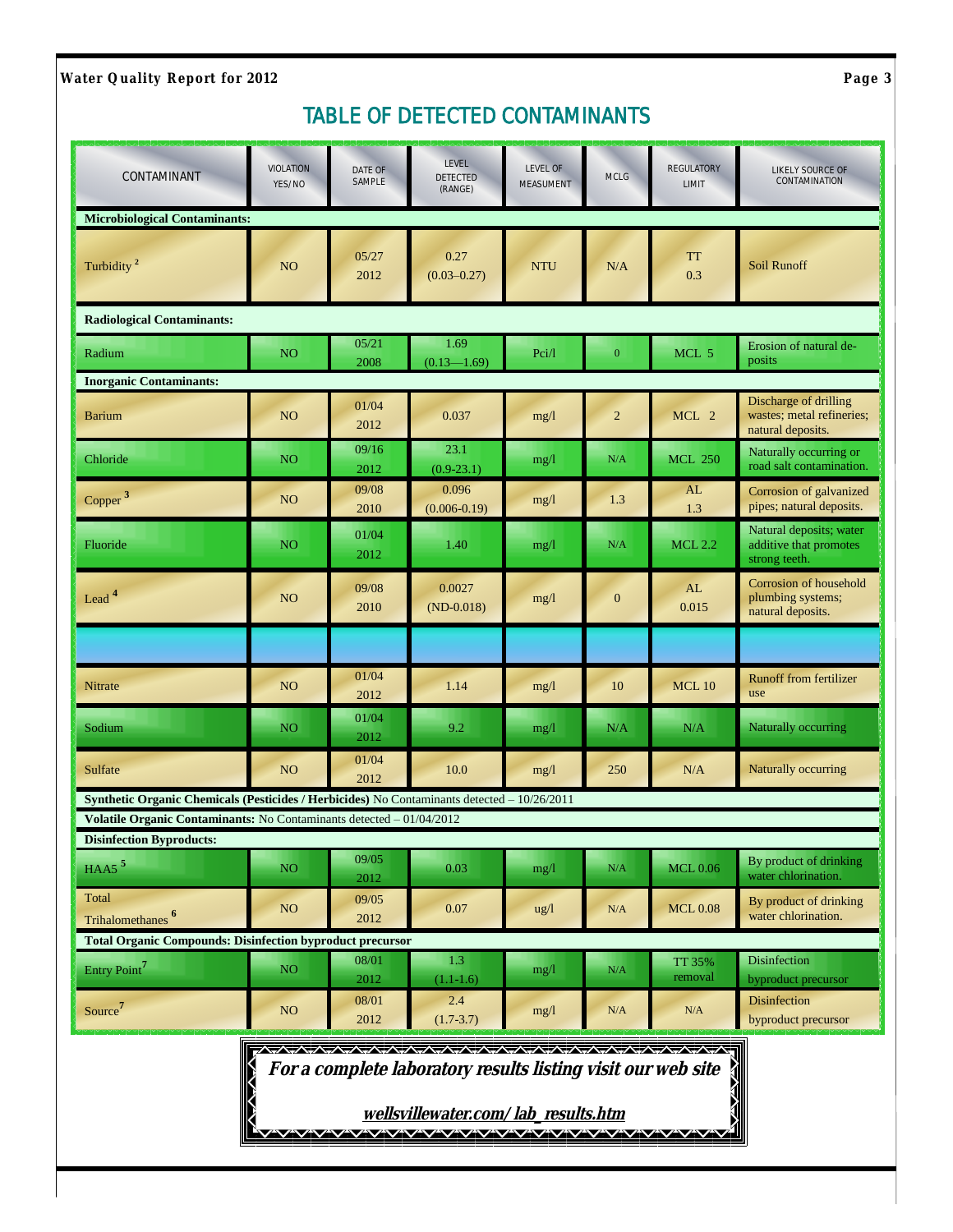# TABLE OF DETECTED CONTAMINANTS

| CONTAMINANT | VIOLATION YES/NO | DATE OF SAMPLE | LEVEL DETECTED (RANGE) | LEVEL OF MEASUMENT | MCLG | REGULATORY LIMIT | LIKELY SOURCE OF CONTAMINATION |
|---|---|---|---|---|---|---|---|
| **Microbiological Contaminants:** | | | | | | | |
| Turbidity [2] | NO | 05/27 2012 | 0.27 (0.03–0.27) | NTU | N/A | TT 0.3 | Soil Runoff |
| **Radiological Contaminants:** | | | | | | | |
| Radium | NO | 05/21 2008 | 1.69 (0.13—1.69) | Pci/l | 0 | MCL 5 | Erosion of natural deposits |
| **Inorganic Contaminants:** | | | | | | | |
| Barium | NO | 01/04 2012 | 0.037 | mg/l | 2 | MCL 2 | Discharge of drilling wastes; metal refineries; natural deposits. |
| Chloride | NO | 09/16 2012 | 23.1 (0.9-23.1) | mg/l | N/A | MCL 250 | Naturally occurring or road salt contamination. |
| Copper [3] | NO | 09/08 2010 | 0.096 (0.006-0.19) | mg/l | 1.3 | AL 1.3 | Corrosion of galvanized pipes; natural deposits. |
| Fluoride | NO | 01/04 2012 | 1.40 | mg/l | N/A | MCL 2.2 | Natural deposits; water additive that promotes strong teeth. |
| Lead [4] | NO | 09/08 2010 | 0.0027 (ND-0.018) | mg/l | 0 | AL 0.015 | Corrosion of household plumbing systems; natural deposits. |
| | | | | | | | |
| Nitrate | NO | 01/04 2012 | 1.14 | mg/l | 10 | MCL 10 | Runoff from fertilizer use |
| Sodium | NO | 01/04 2012 | 9.2 | mg/l | N/A | N/A | Naturally occurring |
| Sulfate | NO | 01/04 2012 | 10.0 | mg/l | 250 | N/A | Naturally occurring |
| **Synthetic Organic Chemicals (Pesticides / Herbicides)** No Contaminants detected – 10/26/2011 | | | | | | | |
| **Volatile Organic Contaminants:** No Contaminants detected – 01/04/2012 | | | | | | | |
| **Disinfection Byproducts:** | | | | | | | |
| HAA5 [5] | NO | 09/05 2012 | 0.03 | mg/l | N/A | MCL 0.06 | By product of drinking water chlorination. |
| Total Trihalomethanes [6] | NO | 09/05 2012 | 0.07 | ug/l | N/A | MCL 0.08 | By product of drinking water chlorination. |
| **Total Organic Compounds: Disinfection byproduct precursor** | | | | | | | |
| Entry Point [7] | NO | 08/01 2012 | 1.3 (1.1-1.6) | mg/l | N/A | TT 35% removal | Disinfection byproduct precursor |
| Source [7] | NO | 08/01 2012 | 2.4 (1.7-3.7) | mg/l | N/A | N/A | Disinfection byproduct precursor |

***For a complete laboratory results listing visit our web site***

***wellsvillewater.com/lab_results.htm***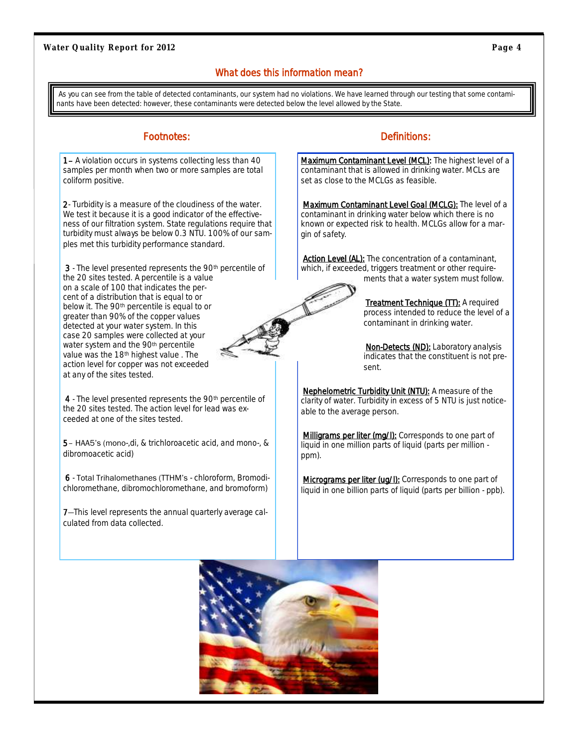## What does this information mean?

As you can see from the table of detected contaminants, our system had no violations. We have learned through our testing that some contaminants have been detected: however, these contaminants were detected below the level allowed by the State.

## Footnotes:

**1** – A violation occurs in systems collecting less than 40 samples per month when two or more samples are total coliform positive.

**2** - Turbidity is a measure of the cloudiness of the water. We test it because it is a good indicator of the effectiveness of our filtration system. State regulations require that turbidity must always be below 0.3 NTU. 100% of our samples met this turbidity performance standard.

**3** - The level presented represents the 90th percentile of the 20 sites tested. A percentile is a value on a scale of 100 that indicates the percent of a distribution that is equal to or below it. The 90th percentile is equal to or greater than 90% of the copper values detected at your water system. In this case 20 samples were collected at your water system and the 90th percentile value was the 18th highest value . The action level for copper was not exceeded at any of the sites tested.

**4** - The level presented represents the 90th percentile of the 20 sites tested. The action level for lead was exceeded at one of the sites tested.

**5** – HAA5's (mono-,di, & trichloroacetic acid, and mono-, & dibromoacetic acid)

**6** - Total Trihalomethanes (TTHM's - chloroform, Bromodichloromethane, dibromochloromethane, and bromoform)

**7**—This level represents the annual quarterly average calculated from data collected.

## Definitions:

<u>Maximum Contaminant Level (MCL):</u> The highest level of a contaminant that is allowed in drinking water. MCLs are set as close to the MCLGs as feasible.

<u>Maximum Contaminant Level Goal (MCLG):</u> The level of a contaminant in drinking water below which there is no known or expected risk to health. MCLGs allow for a margin of safety.

<u>Action Level (AL):</u> The concentration of a contaminant, which, if exceeded, triggers treatment or other requirements that a water system must follow.

<u>Treatment Technique (TT):</u> A required process intended to reduce the level of a contaminant in drinking water.

<u>Non-Detects (ND):</u> Laboratory analysis indicates that the constituent is not present.

<u>Nephelometric Turbidity Unit (NTU):</u> A measure of the clarity of water. Turbidity in excess of 5 NTU is just noticeable to the average person.

<u>Milligrams per liter (mg/l):</u> Corresponds to one part of liquid in one million parts of liquid (parts per million - ppm).

<u>Micrograms per liter (ug/l):</u> Corresponds to one part of liquid in one billion parts of liquid (parts per billion - ppb).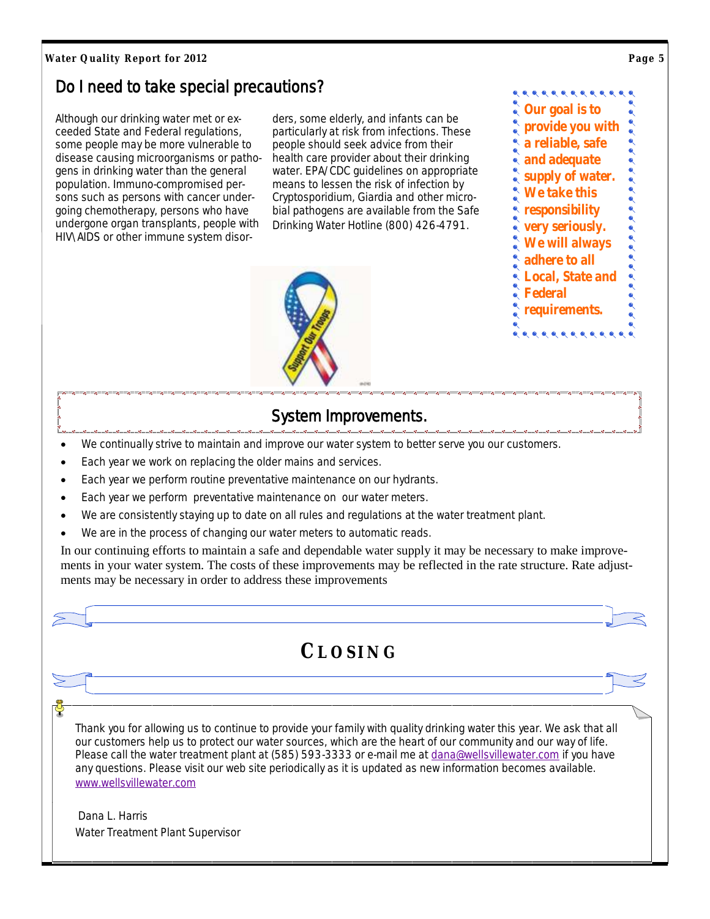## Do I need to take special precautions?

Although our drinking water met or exceeded State and Federal regulations, some people may be more vulnerable to disease causing microorganisms or pathogens in drinking water than the general population. Immuno-compromised persons such as persons with cancer undergoing chemotherapy, persons who have undergone organ transplants, people with HIV\AIDS or other immune system disorders, some elderly, and infants can be particularly at risk from infections. These people should seek advice from their health care provider about their drinking water. EPA/CDC guidelines on appropriate means to lessen the risk of infection by Cryptosporidium, Giardia and other microbial pathogens are available from the Safe Drinking Water Hotline (800) 426-4791.

**Our goal is to provide you with a reliable, safe and adequate supply of water. We take this responsibility very seriously. We will always adhere to all Local, State and Federal requirements.**

## System Improvements.

- We continually strive to maintain and improve our water system to better serve you our customers.
- Each year we work on replacing the older mains and services.
- Each year we perform routine preventative maintenance on our hydrants.
- Each year we perform preventative maintenance on our water meters.
- We are consistently staying up to date on all rules and regulations at the water treatment plant.
- We are in the process of changing our water meters to automatic reads.

In our continuing efforts to maintain a safe and dependable water supply it may be necessary to make improvements in your water system. The costs of these improvements may be reflected in the rate structure. Rate adjustments may be necessary in order to address these improvements

## CLOSING

Thank you for allowing us to continue to provide your family with quality drinking water this year. We ask that all our customers help us to protect our water sources, which are the heart of our community and our way of life. Please call the water treatment plant at (585) 593-3333 or e-mail me at dana@wellsvillewater.com if you have any questions. Please visit our web site periodically as it is updated as new information becomes available. www.wellsvillewater.com

Dana L. Harris
Water Treatment Plant Supervisor